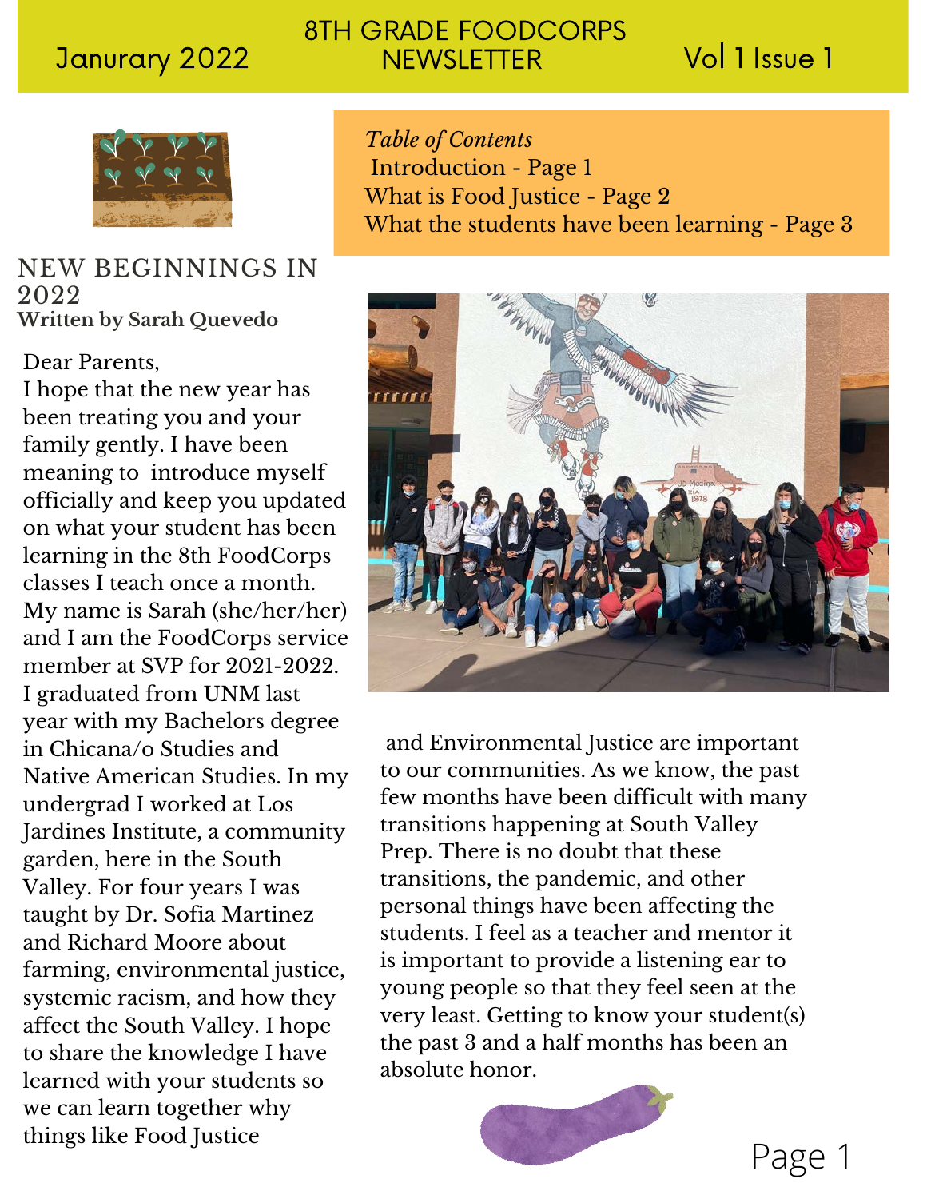Janurary 2022

# 8TH GRADE FOODCORPS NEWSLETTER

Vol 1 Issue 1

*Table of Contents*
Introduction - Page 1
What is Food Justice - Page 2
What the students have been learning - Page 3

## NEW BEGINNINGS IN 2022

**Written by Sarah Quevedo**

Dear Parents,
I hope that the new year has been treating you and your family gently. I have been meaning to introduce myself officially and keep you updated on what your student has been learning in the 8th FoodCorps classes I teach once a month. My name is Sarah (she/her/her) and I am the FoodCorps service member at SVP for 2021-2022. I graduated from UNM last year with my Bachelors degree in Chicana/o Studies and Native American Studies. In my undergrad I worked at Los Jardines Institute, a community garden, here in the South Valley. For four years I was taught by Dr. Sofia Martinez and Richard Moore about farming, environmental justice, systemic racism, and how they affect the South Valley. I hope to share the knowledge I have learned with your students so we can learn together why things like Food Justice and Environmental Justice are important to our communities. As we know, the past few months have been difficult with many transitions happening at South Valley Prep. There is no doubt that these transitions, the pandemic, and other personal things have been affecting the students. I feel as a teacher and mentor it is important to provide a listening ear to young people so that they feel seen at the very least. Getting to know your student(s) the past 3 and a half months has been an absolute honor.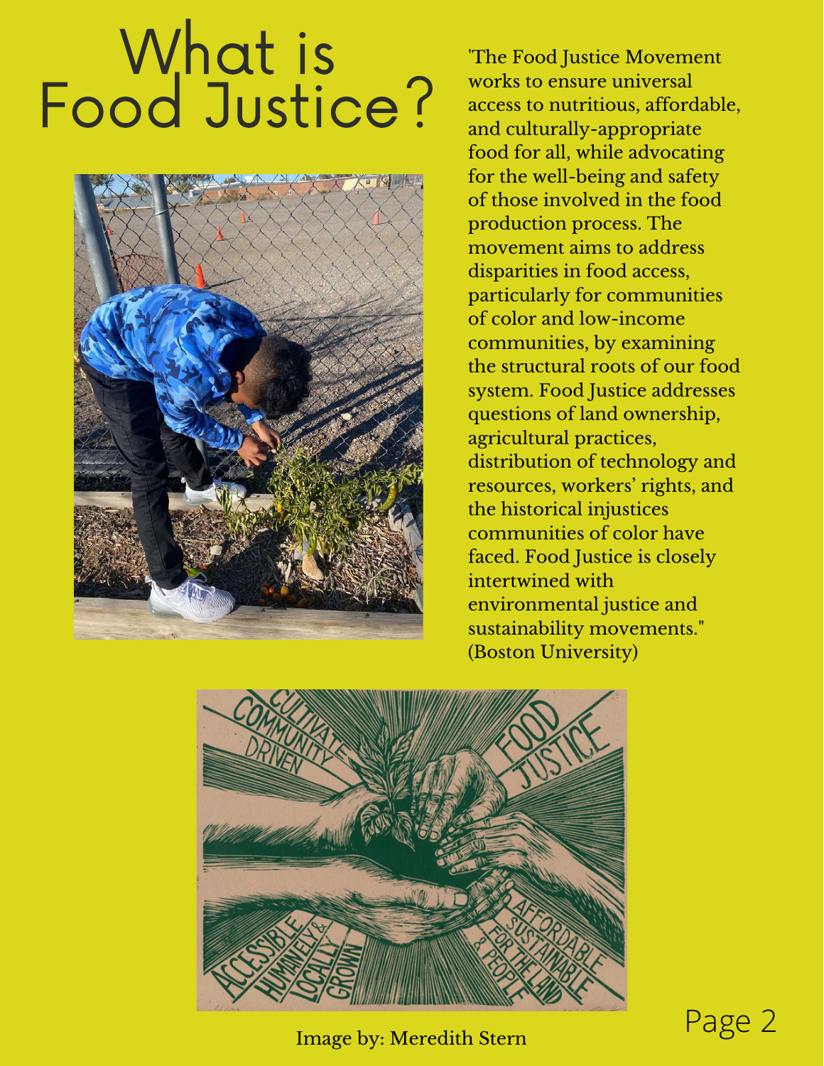# What is Food Justice?

'The Food Justice Movement works to ensure universal access to nutritious, affordable, and culturally-appropriate food for all, while advocating for the well-being and safety of those involved in the food production process. The movement aims to address disparities in food access, particularly for communities of color and low-income communities, by examining the structural roots of our food system. Food Justice addresses questions of land ownership, agricultural practices, distribution of technology and resources, workers' rights, and the historical injustices communities of color have faced. Food Justice is closely intertwined with environmental justice and sustainability movements." (Boston University)

Image by: Meredith Stern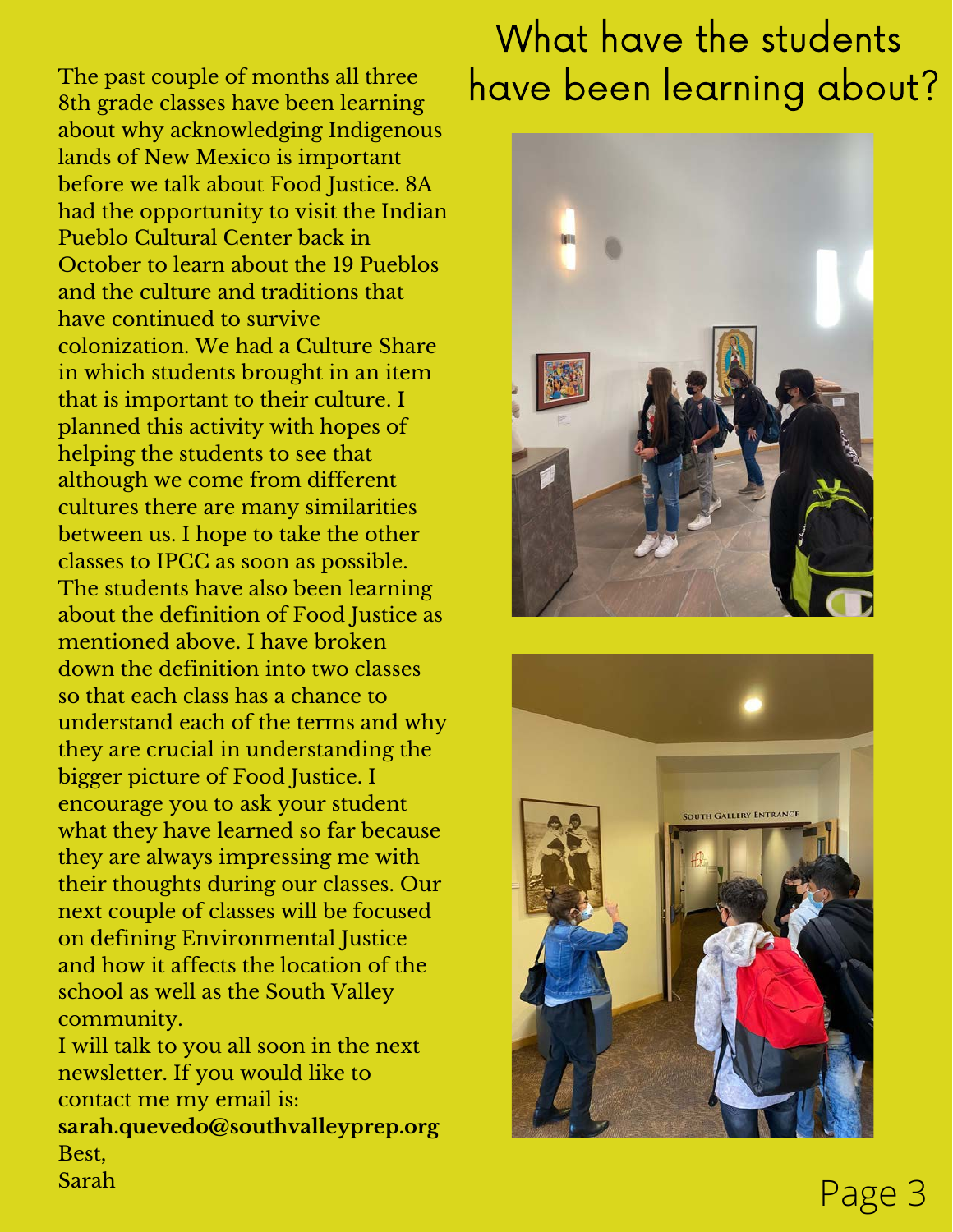# What have the students have been learning about?

The past couple of months all three 8th grade classes have been learning about why acknowledging Indigenous lands of New Mexico is important before we talk about Food Justice. 8A had the opportunity to visit the Indian Pueblo Cultural Center back in October to learn about the 19 Pueblos and the culture and traditions that have continued to survive colonization. We had a Culture Share in which students brought in an item that is important to their culture. I planned this activity with hopes of helping the students to see that although we come from different cultures there are many similarities between us. I hope to take the other classes to IPCC as soon as possible. The students have also been learning about the definition of Food Justice as mentioned above. I have broken down the definition into two classes so that each class has a chance to understand each of the terms and why they are crucial in understanding the bigger picture of Food Justice. I encourage you to ask your student what they have learned so far because they are always impressing me with their thoughts during our classes. Our next couple of classes will be focused on defining Environmental Justice and how it affects the location of the school as well as the South Valley community.

I will talk to you all soon in the next newsletter. If you would like to contact me my email is: **sarah.quevedo@southvalleyprep.org**

Best,
Sarah